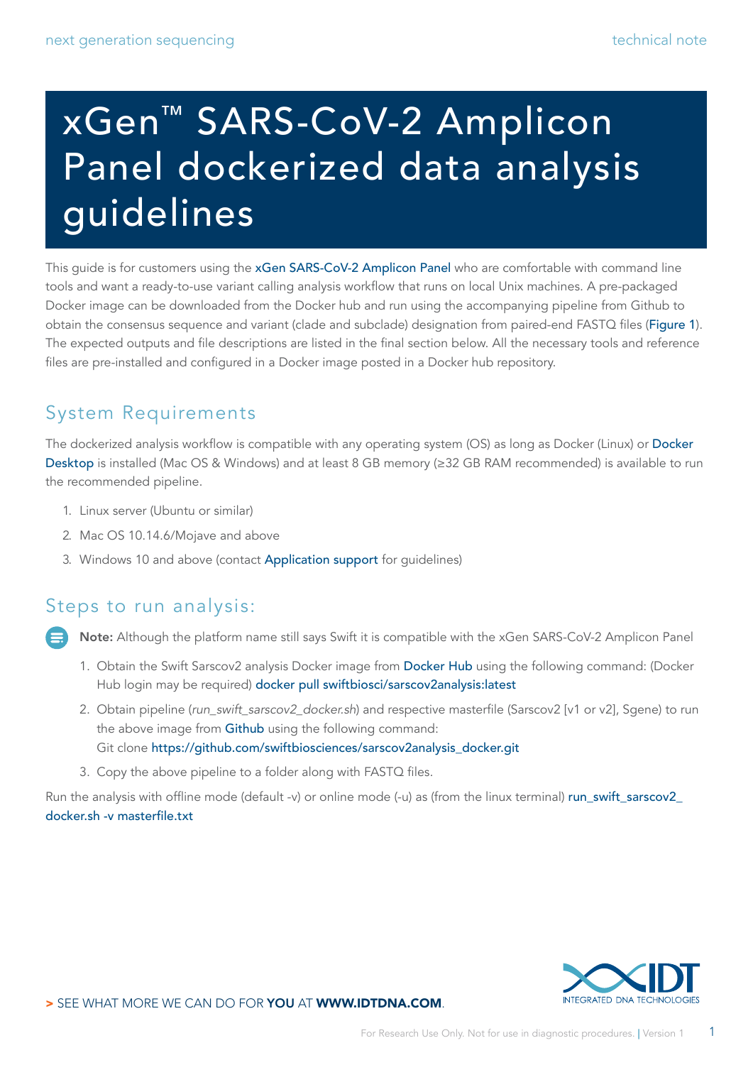# xGen™ SARS-CoV-2 Amplicon Panel dockerized data analysis guidelines

This guide is for customers using the xGen SARS-CoV-2 Amplicon Panel who are comfortable with command line tools and want a ready-to-use variant calling analysis workflow that runs on local Unix machines. A pre-packaged Docker image can be downloaded from the Docker hub and run using the accompanying pipeline from Github to obtain the consensus sequence and variant (clade and subclade) designation from paired-end FASTQ files (Figure 1). The expected outputs and file descriptions are listed in the final section below. All the necessary tools and reference files are pre-installed and configured in a Docker image posted in a Docker hub repository.

## System Requirements

The dockerized analysis workflow is compatible with any operating system (OS) as long as Docker (Linux) or Docker Desktop is installed (Mac OS & Windows) and at least 8 GB memory (≥32 GB RAM recommended) is available to run the recommended pipeline.

1. Linux server (Ubuntu or similar)
2. Mac OS 10.14.6/Mojave and above
3. Windows 10 and above (contact Application support for guidelines)

## Steps to run analysis:

**Note:** Although the platform name still says Swift it is compatible with the xGen SARS-CoV-2 Amplicon Panel

1. Obtain the Swift Sarscov2 analysis Docker image from Docker Hub using the following command: (Docker Hub login may be required) docker pull swiftbiosci/sarscov2analysis:latest
2. Obtain pipeline (*run_swift_sarscov2_docker.sh*) and respective masterfile (Sarscov2 [v1 or v2], Sgene) to run the above image from Github using the following command:
   Git clone https://github.com/swiftbiosciences/sarscov2analysis_docker.git
3. Copy the above pipeline to a folder along with FASTQ files.

Run the analysis with offline mode (default -v) or online mode (-u) as (from the linux terminal) run_swift_sarscov2_docker.sh -v masterfile.txt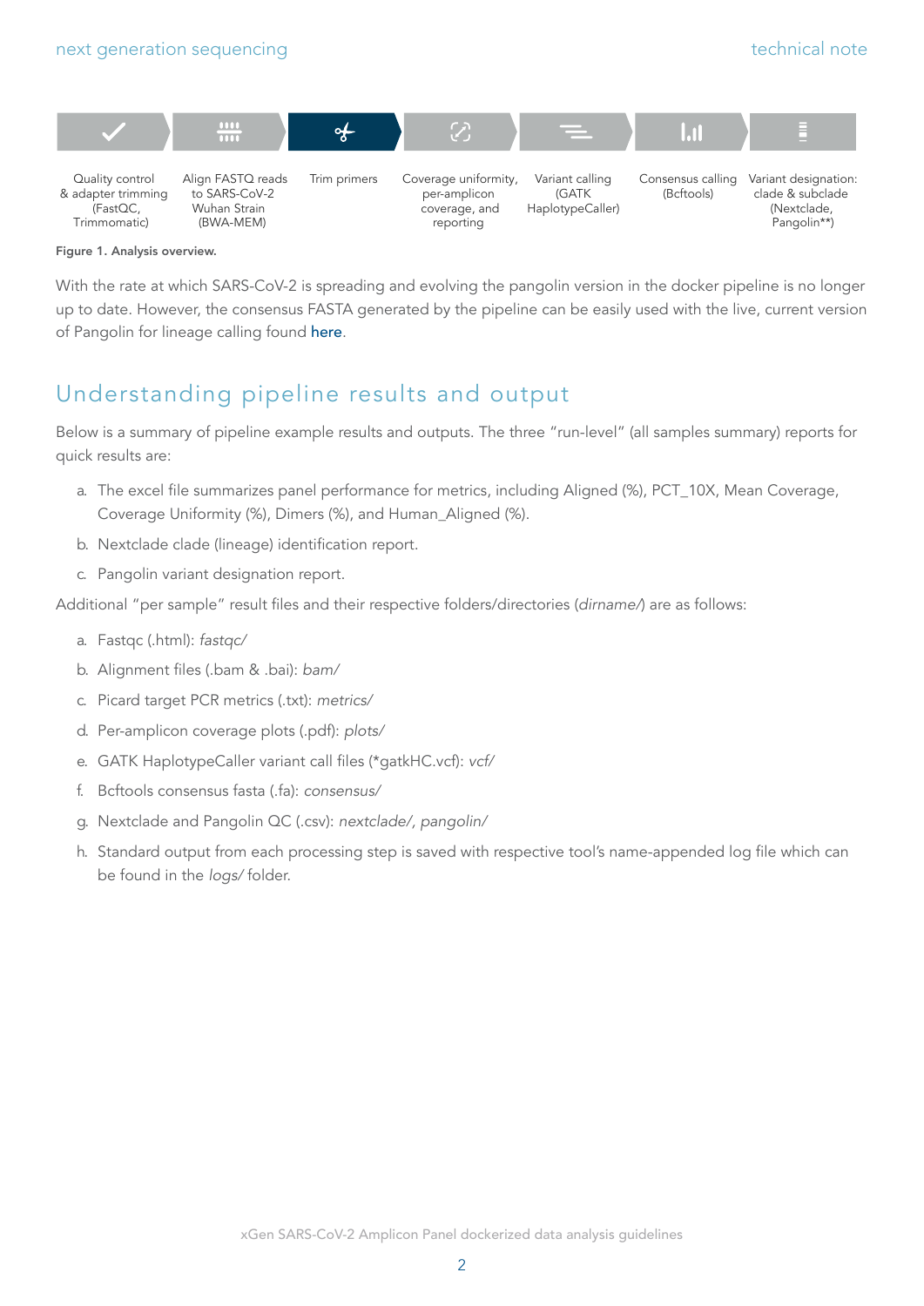Quality control & adapter trimming (FastQC, Trimmomatic) → Align FASTQ reads to SARS-CoV-2 Wuhan Strain (BWA-MEM) → Trim primers → Coverage uniformity, per-amplicon coverage, and reporting → Variant calling (GATK HaplotypeCaller) → Consensus calling (Bcftools) → Variant designation: clade & subclade (Nextclade, Pangolin**)

**Figure 1. Analysis overview.**

With the rate at which SARS-CoV-2 is spreading and evolving the pangolin version in the docker pipeline is no longer up to date. However, the consensus FASTA generated by the pipeline can be easily used with the live, current version of Pangolin for lineage calling found here.

## Understanding pipeline results and output

Below is a summary of pipeline example results and outputs. The three "run-level" (all samples summary) reports for quick results are:

a. The excel file summarizes panel performance for metrics, including Aligned (%), PCT_10X, Mean Coverage, Coverage Uniformity (%), Dimers (%), and Human_Aligned (%).

b. Nextclade clade (lineage) identification report.

c. Pangolin variant designation report.

Additional "per sample" result files and their respective folders/directories (*dirname/*) are as follows:

a. Fastqc (.html): *fastqc/*

b. Alignment files (.bam & .bai): *bam/*

c. Picard target PCR metrics (.txt): *metrics/*

d. Per-amplicon coverage plots (.pdf): *plots/*

e. GATK HaplotypeCaller variant call files (*gatkHC.vcf): *vcf/*

f. Bcftools consensus fasta (.fa): *consensus/*

g. Nextclade and Pangolin QC (.csv): *nextclade/*, *pangolin/*

h. Standard output from each processing step is saved with respective tool's name-appended log file which can be found in the *logs/* folder.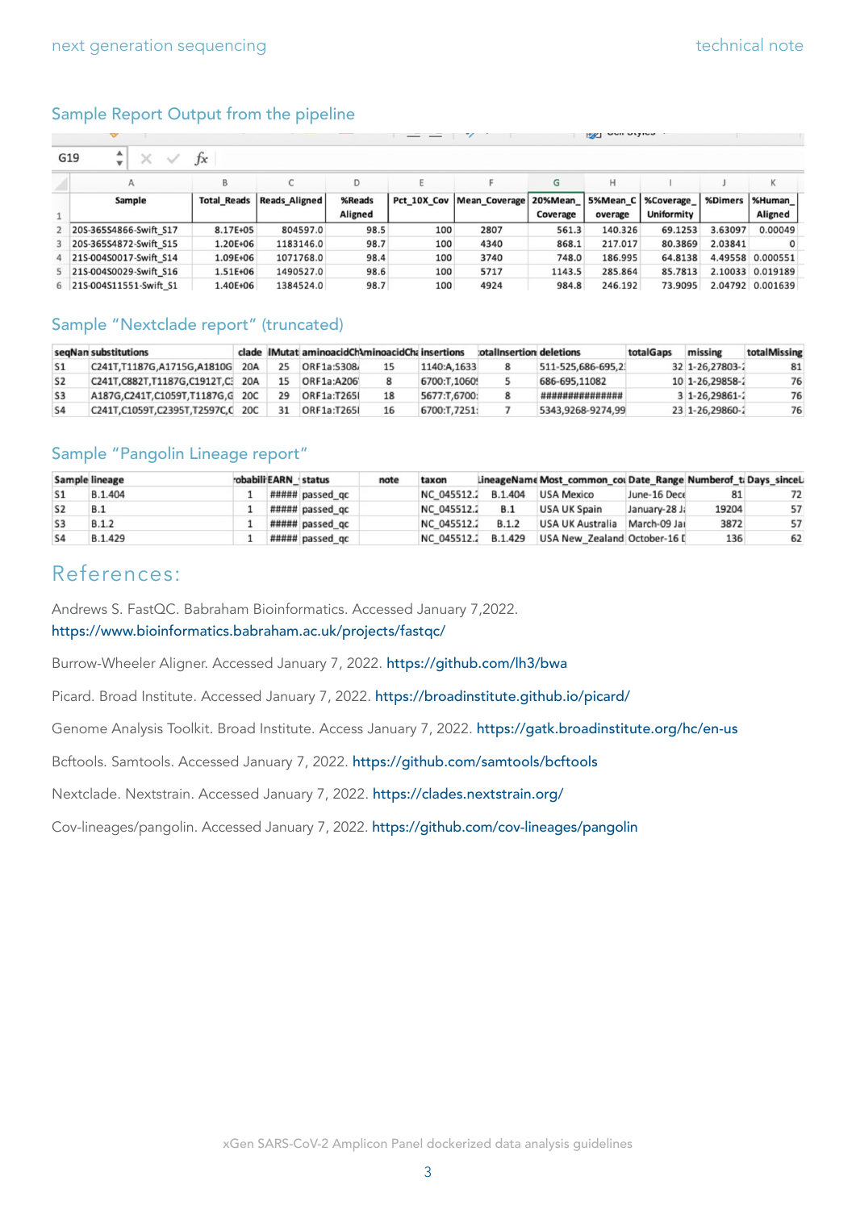## Sample Report Output from the pipeline

| Sample | Total_Reads | Reads_Aligned | %Reads Aligned | Pct_10X_Cov | Mean_Coverage | 20%Mean_Coverage | 5%Mean_Coverage | %Coverage_Uniformity | %Dimers | %Human_Aligned |
|---|---|---|---|---|---|---|---|---|---|---|
| 20S-365S4866-Swift_S17 | 8.17E+05 | 804597.0 | 98.5 | 100 | 2807 | 561.3 | 140.326 | 69.1253 | 3.63097 | 0.00049 |
| 20S-365S4872-Swift_S15 | 1.20E+06 | 1183146.0 | 98.7 | 100 | 4340 | 868.1 | 217.017 | 80.3869 | 2.03841 | 0 |
| 21S-004S0017-Swift_S14 | 1.09E+06 | 1071768.0 | 98.4 | 100 | 3740 | 748.0 | 186.995 | 64.8138 | 4.49558 | 0.000551 |
| 21S-004S0029-Swift_S16 | 1.51E+06 | 1490527.0 | 98.6 | 100 | 5717 | 1143.5 | 285.864 | 85.7813 | 2.10033 | 0.019189 |
| 21S-004S11551-Swift_S1 | 1.40E+06 | 1384524.0 | 98.7 | 100 | 4924 | 984.8 | 246.192 | 73.9095 | 2.04792 | 0.001639 |

## Sample "Nextclade report" (truncated)

| seqNan | substitutions | clade | IMutat | aminoacidCh | aminoacidCha | insertions | otalInsertion | deletions | totalGaps | missing | totalMissing |
|---|---|---|---|---|---|---|---|---|---|---|---|
| S1 | C241T,T1187G,A1715G,A1810G | 20A | 25 | ORF1a:S308 | 15 | 1140:A,1633 | 8 | 511-525,686-695,2 | 32 | 1-26,27803- | 81 |
| S2 | C241T,C882T,T1187G,C1912T,C | 20A | 15 | ORF1a:A206 | 8 | 6700:T,1060 | 5 | 686-695,11082 | 10 | 1-26,29858- | 76 |
| S3 | A187G,C241T,C1059T,T1187G,G | 20C | 29 | ORF1a:T265 | 18 | 5677:T,6700: | 8 | ############### | 3 | 1-26,29861- | 76 |
| S4 | C241T,C1059T,C2395T,T2597C,C | 20C | 31 | ORF1a:T265 | 16 | 6700:T,7251: | 7 | 5343,9268-9274,99 | 23 | 1-26,29860- | 76 |

## Sample "Pangolin Lineage report"

| Sample | lineage | robabili | EARN_ | status | note | taxon | LineageName | Most_common_cou | Date_Range | Numberof_ta | Days_sinceL |
|---|---|---|---|---|---|---|---|---|---|---|---|
| S1 | B.1.404 | 1 | ##### | passed_qc | | NC_045512. | B.1.404 | USA Mexico | June-16 Dece | 81 | 72 |
| S2 | B.1 | 1 | ##### | passed_qc | | NC_045512. | B.1 | USA UK Spain | January-28 J | 19204 | 57 |
| S3 | B.1.2 | 1 | ##### | passed_qc | | NC_045512. | B.1.2 | USA UK Australia | March-09 Ja | 3872 | 57 |
| S4 | B.1.429 | 1 | ##### | passed_qc | | NC_045512. | B.1.429 | USA New_Zealand | October-16 D | 136 | 62 |

# References:

Andrews S. FastQC. Babraham Bioinformatics. Accessed January 7,2022. https://www.bioinformatics.babraham.ac.uk/projects/fastqc/

Burrow-Wheeler Aligner. Accessed January 7, 2022. https://github.com/lh3/bwa

Picard. Broad Institute. Accessed January 7, 2022. https://broadinstitute.github.io/picard/

Genome Analysis Toolkit. Broad Institute. Access January 7, 2022. https://gatk.broadinstitute.org/hc/en-us

Bcftools. Samtools. Accessed January 7, 2022. https://github.com/samtools/bcftools

Nextclade. Nextstrain. Accessed January 7, 2022. https://clades.nextstrain.org/

Cov-lineages/pangolin. Accessed January 7, 2022. https://github.com/cov-lineages/pangolin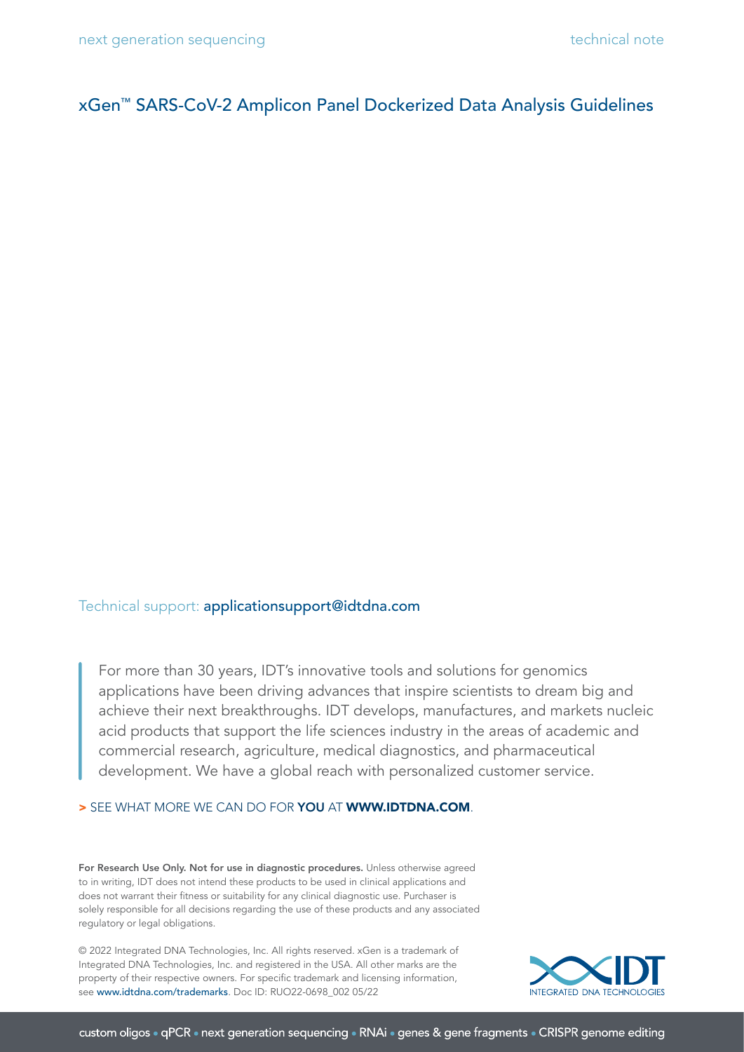## xGen™ SARS-CoV-2 Amplicon Panel Dockerized Data Analysis Guidelines

Technical support: **applicationsupport@idtdna.com**

For more than 30 years, IDT's innovative tools and solutions for genomics applications have been driving advances that inspire scientists to dream big and achieve their next breakthroughs. IDT develops, manufactures, and markets nucleic acid products that support the life sciences industry in the areas of academic and commercial research, agriculture, medical diagnostics, and pharmaceutical development. We have a global reach with personalized customer service.

> SEE WHAT MORE WE CAN DO FOR **YOU** AT **WWW.IDTDNA.COM**.

**For Research Use Only. Not for use in diagnostic procedures.** Unless otherwise agreed to in writing, IDT does not intend these products to be used in clinical applications and does not warrant their fitness or suitability for any clinical diagnostic use. Purchaser is solely responsible for all decisions regarding the use of these products and any associated regulatory or legal obligations.

© 2022 Integrated DNA Technologies, Inc. All rights reserved. xGen is a trademark of Integrated DNA Technologies, Inc. and registered in the USA. All other marks are the property of their respective owners. For specific trademark and licensing information, see www.idtdna.com/trademarks. Doc ID: RUO22-0698_002 05/22

custom oligos • qPCR • next generation sequencing • RNAi • genes & gene fragments • CRISPR genome editing